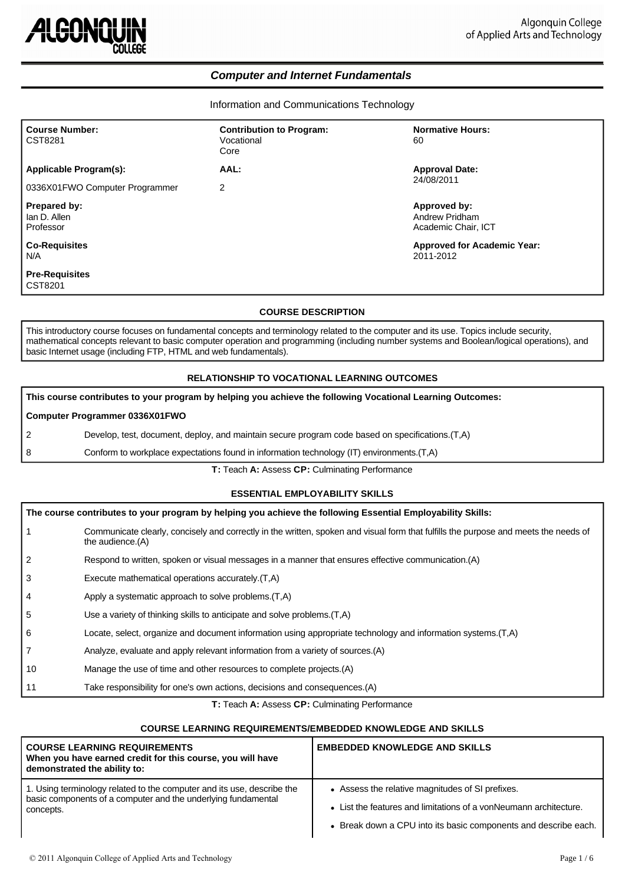Algonquin College of Applied Arts and Technology

# *Computer and Internet Fundamentals*

Information and Communications Technology

| | | |
|---|---|---|
| **Course Number:**<br>CST8281 | **Contribution to Program:**<br>Vocational<br>Core | **Normative Hours:**<br>60 |
| **Applicable Program(s):**<br>0336X01FWO Computer Programmer | **AAL:**<br>2 | **Approval Date:**<br>24/08/2011 |
| **Prepared by:**<br>Ian D. Allen<br>Professor | | **Approved by:**<br>Andrew Pridham<br>Academic Chair, ICT |
| **Co-Requisites**<br>N/A | | **Approved for Academic Year:**<br>2011-2012 |
| **Pre-Requisites**<br>CST8201 | | |

## COURSE DESCRIPTION

This introductory course focuses on fundamental concepts and terminology related to the computer and its use. Topics include security, mathematical concepts relevant to basic computer operation and programming (including number systems and Boolean/logical operations), and basic Internet usage (including FTP, HTML and web fundamentals).

## RELATIONSHIP TO VOCATIONAL LEARNING OUTCOMES

**This course contributes to your program by helping you achieve the following Vocational Learning Outcomes:**

**Computer Programmer 0336X01FWO**

| | |
|---|---|
| 2 | Develop, test, document, deploy, and maintain secure program code based on specifications.(T,A) |
| 8 | Conform to workplace expectations found in information technology (IT) environments.(T,A) |

**T:** Teach **A:** Assess **CP:** Culminating Performance

## ESSENTIAL EMPLOYABILITY SKILLS

**The course contributes to your program by helping you achieve the following Essential Employability Skills:**

| | |
|---|---|
| 1 | Communicate clearly, concisely and correctly in the written, spoken and visual form that fulfills the purpose and meets the needs of the audience.(A) |
| 2 | Respond to written, spoken or visual messages in a manner that ensures effective communication.(A) |
| 3 | Execute mathematical operations accurately.(T,A) |
| 4 | Apply a systematic approach to solve problems.(T,A) |
| 5 | Use a variety of thinking skills to anticipate and solve problems.(T,A) |
| 6 | Locate, select, organize and document information using appropriate technology and information systems.(T,A) |
| 7 | Analyze, evaluate and apply relevant information from a variety of sources.(A) |
| 10 | Manage the use of time and other resources to complete projects.(A) |
| 11 | Take responsibility for one's own actions, decisions and consequences.(A) |

**T:** Teach **A:** Assess **CP:** Culminating Performance

## COURSE LEARNING REQUIREMENTS/EMBEDDED KNOWLEDGE AND SKILLS

| **COURSE LEARNING REQUIREMENTS**<br>**When you have earned credit for this course, you will have demonstrated the ability to:** | **EMBEDDED KNOWLEDGE AND SKILLS** |
|---|---|
| 1. Using terminology related to the computer and its use, describe the basic components of a computer and the underlying fundamental concepts. | • Assess the relative magnitudes of SI prefixes.<br>• List the features and limitations of a vonNeumann architecture.<br>• Break down a CPU into its basic components and describe each. |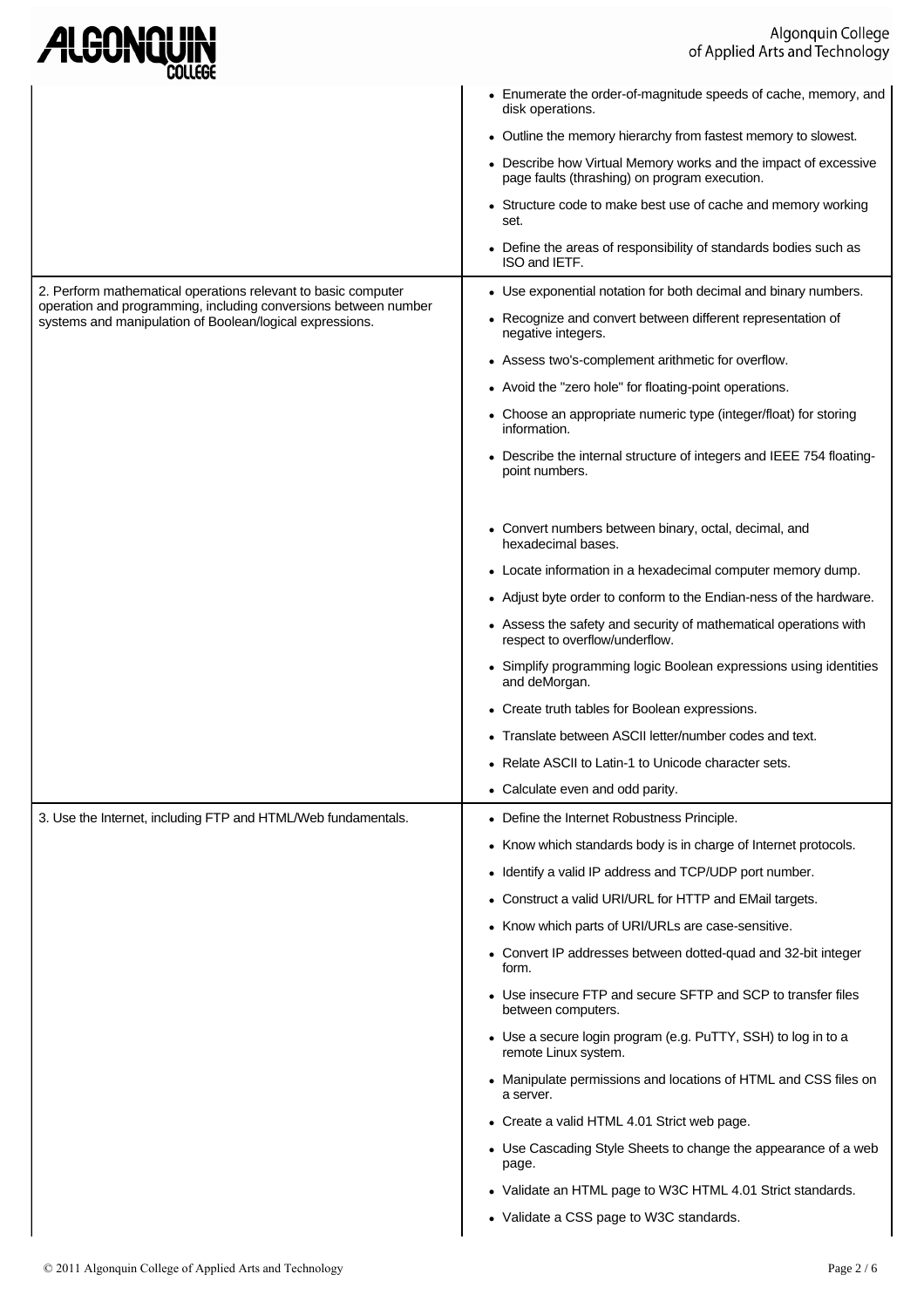| | |
|---|---|
| | • Enumerate the order-of-magnitude speeds of cache, memory, and disk operations.<br>• Outline the memory hierarchy from fastest memory to slowest.<br>• Describe how Virtual Memory works and the impact of excessive page faults (thrashing) on program execution.<br>• Structure code to make best use of cache and memory working set.<br>• Define the areas of responsibility of standards bodies such as ISO and IETF. |
| 2. Perform mathematical operations relevant to basic computer operation and programming, including conversions between number systems and manipulation of Boolean/logical expressions. | • Use exponential notation for both decimal and binary numbers.<br>• Recognize and convert between different representation of negative integers.<br>• Assess two's-complement arithmetic for overflow.<br>• Avoid the "zero hole" for floating-point operations.<br>• Choose an appropriate numeric type (integer/float) for storing information.<br>• Describe the internal structure of integers and IEEE 754 floating-point numbers.<br><br>• Convert numbers between binary, octal, decimal, and hexadecimal bases.<br>• Locate information in a hexadecimal computer memory dump.<br>• Adjust byte order to conform to the Endian-ness of the hardware.<br>• Assess the safety and security of mathematical operations with respect to overflow/underflow.<br>• Simplify programming logic Boolean expressions using identities and deMorgan.<br>• Create truth tables for Boolean expressions.<br>• Translate between ASCII letter/number codes and text.<br>• Relate ASCII to Latin-1 to Unicode character sets.<br>• Calculate even and odd parity. |
| 3. Use the Internet, including FTP and HTML/Web fundamentals. | • Define the Internet Robustness Principle.<br>• Know which standards body is in charge of Internet protocols.<br>• Identify a valid IP address and TCP/UDP port number.<br>• Construct a valid URI/URL for HTTP and EMail targets.<br>• Know which parts of URI/URLs are case-sensitive.<br>• Convert IP addresses between dotted-quad and 32-bit integer form.<br>• Use insecure FTP and secure SFTP and SCP to transfer files between computers.<br>• Use a secure login program (e.g. PuTTY, SSH) to log in to a remote Linux system.<br>• Manipulate permissions and locations of HTML and CSS files on a server.<br>• Create a valid HTML 4.01 Strict web page.<br>• Use Cascading Style Sheets to change the appearance of a web page.<br>• Validate an HTML page to W3C HTML 4.01 Strict standards.<br>• Validate a CSS page to W3C standards. |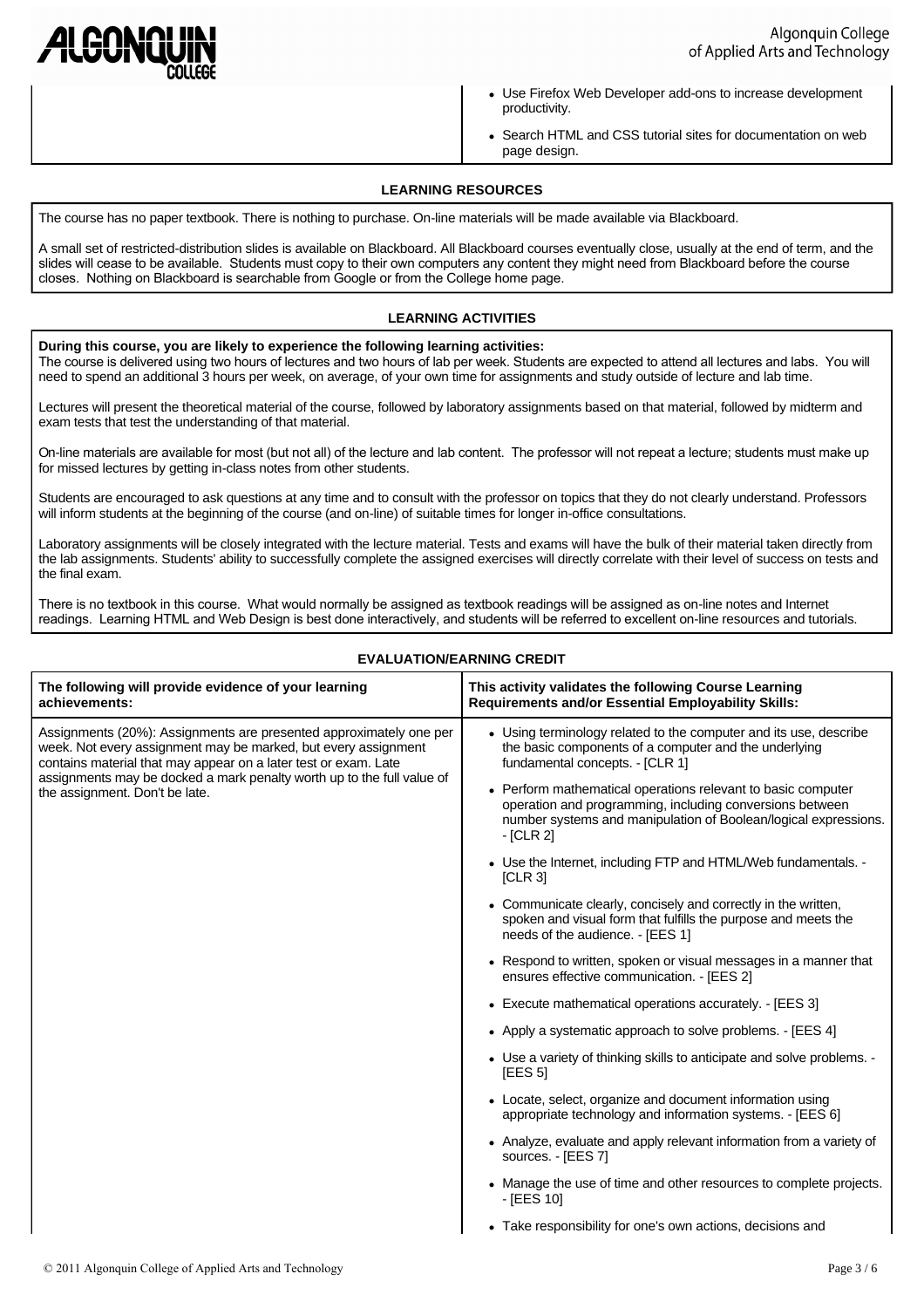| | |
|---|---|
| | • Use Firefox Web Developer add-ons to increase development productivity.<br>• Search HTML and CSS tutorial sites for documentation on web page design. |

## LEARNING RESOURCES

The course has no paper textbook. There is nothing to purchase. On-line materials will be made available via Blackboard.

A small set of restricted-distribution slides is available on Blackboard. All Blackboard courses eventually close, usually at the end of term, and the slides will cease to be available. Students must copy to their own computers any content they might need from Blackboard before the course closes. Nothing on Blackboard is searchable from Google or from the College home page.

## LEARNING ACTIVITIES

**During this course, you are likely to experience the following learning activities:**
The course is delivered using two hours of lectures and two hours of lab per week. Students are expected to attend all lectures and labs. You will need to spend an additional 3 hours per week, on average, of your own time for assignments and study outside of lecture and lab time.

Lectures will present the theoretical material of the course, followed by laboratory assignments based on that material, followed by midterm and exam tests that test the understanding of that material.

On-line materials are available for most (but not all) of the lecture and lab content. The professor will not repeat a lecture; students must make up for missed lectures by getting in-class notes from other students.

Students are encouraged to ask questions at any time and to consult with the professor on topics that they do not clearly understand. Professors will inform students at the beginning of the course (and on-line) of suitable times for longer in-office consultations.

Laboratory assignments will be closely integrated with the lecture material. Tests and exams will have the bulk of their material taken directly from the lab assignments. Students' ability to successfully complete the assigned exercises will directly correlate with their level of success on tests and the final exam.

There is no textbook in this course. What would normally be assigned as textbook readings will be assigned as on-line notes and Internet readings. Learning HTML and Web Design is best done interactively, and students will be referred to excellent on-line resources and tutorials.

## EVALUATION/EARNING CREDIT

| The following will provide evidence of your learning achievements: | This activity validates the following Course Learning Requirements and/or Essential Employability Skills: |
|---|---|
| Assignments (20%): Assignments are presented approximately one per week. Not every assignment may be marked, but every assignment contains material that may appear on a later test or exam. Late assignments may be docked a mark penalty worth up to the full value of the assignment. Don't be late. | • Using terminology related to the computer and its use, describe the basic components of a computer and the underlying fundamental concepts. - [CLR 1]<br>• Perform mathematical operations relevant to basic computer operation and programming, including conversions between number systems and manipulation of Boolean/logical expressions. - [CLR 2]<br>• Use the Internet, including FTP and HTML/Web fundamentals. - [CLR 3]<br>• Communicate clearly, concisely and correctly in the written, spoken and visual form that fulfills the purpose and meets the needs of the audience. - [EES 1]<br>• Respond to written, spoken or visual messages in a manner that ensures effective communication. - [EES 2]<br>• Execute mathematical operations accurately. - [EES 3]<br>• Apply a systematic approach to solve problems. - [EES 4]<br>• Use a variety of thinking skills to anticipate and solve problems. - [EES 5]<br>• Locate, select, organize and document information using appropriate technology and information systems. - [EES 6]<br>• Analyze, evaluate and apply relevant information from a variety of sources. - [EES 7]<br>• Manage the use of time and other resources to complete projects. - [EES 10]<br>• Take responsibility for one's own actions, decisions and |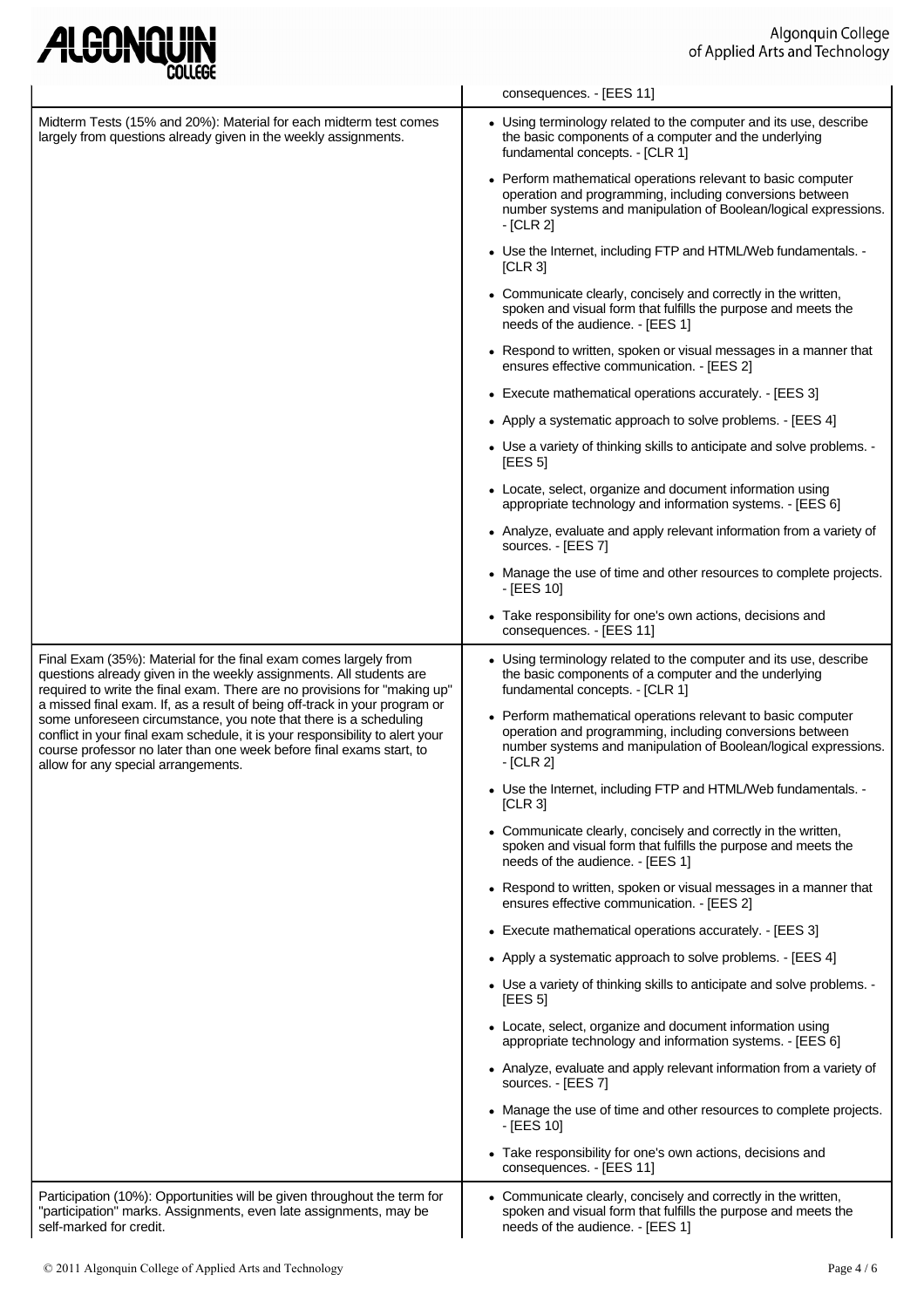| | |
|---|---|
| | consequences. - [EES 11] |
| Midterm Tests (15% and 20%): Material for each midterm test comes largely from questions already given in the weekly assignments. | • Using terminology related to the computer and its use, describe the basic components of a computer and the underlying fundamental concepts. - [CLR 1]<br>• Perform mathematical operations relevant to basic computer operation and programming, including conversions between number systems and manipulation of Boolean/logical expressions. - [CLR 2]<br>• Use the Internet, including FTP and HTML/Web fundamentals. - [CLR 3]<br>• Communicate clearly, concisely and correctly in the written, spoken and visual form that fulfills the purpose and meets the needs of the audience. - [EES 1]<br>• Respond to written, spoken or visual messages in a manner that ensures effective communication. - [EES 2]<br>• Execute mathematical operations accurately. - [EES 3]<br>• Apply a systematic approach to solve problems. - [EES 4]<br>• Use a variety of thinking skills to anticipate and solve problems. - [EES 5]<br>• Locate, select, organize and document information using appropriate technology and information systems. - [EES 6]<br>• Analyze, evaluate and apply relevant information from a variety of sources. - [EES 7]<br>• Manage the use of time and other resources to complete projects. - [EES 10]<br>• Take responsibility for one's own actions, decisions and consequences. - [EES 11] |
| Final Exam (35%): Material for the final exam comes largely from questions already given in the weekly assignments. All students are required to write the final exam. There are no provisions for "making up" a missed final exam. If, as a result of being off-track in your program or some unforeseen circumstance, you note that there is a scheduling conflict in your final exam schedule, it is your responsibility to alert your course professor no later than one week before final exams start, to allow for any special arrangements. | • Using terminology related to the computer and its use, describe the basic components of a computer and the underlying fundamental concepts. - [CLR 1]<br>• Perform mathematical operations relevant to basic computer operation and programming, including conversions between number systems and manipulation of Boolean/logical expressions. - [CLR 2]<br>• Use the Internet, including FTP and HTML/Web fundamentals. - [CLR 3]<br>• Communicate clearly, concisely and correctly in the written, spoken and visual form that fulfills the purpose and meets the needs of the audience. - [EES 1]<br>• Respond to written, spoken or visual messages in a manner that ensures effective communication. - [EES 2]<br>• Execute mathematical operations accurately. - [EES 3]<br>• Apply a systematic approach to solve problems. - [EES 4]<br>• Use a variety of thinking skills to anticipate and solve problems. - [EES 5]<br>• Locate, select, organize and document information using appropriate technology and information systems. - [EES 6]<br>• Analyze, evaluate and apply relevant information from a variety of sources. - [EES 7]<br>• Manage the use of time and other resources to complete projects. - [EES 10]<br>• Take responsibility for one's own actions, decisions and consequences. - [EES 11] |
| Participation (10%): Opportunities will be given throughout the term for "participation" marks. Assignments, even late assignments, may be self-marked for credit. | • Communicate clearly, concisely and correctly in the written, spoken and visual form that fulfills the purpose and meets the needs of the audience. - [EES 1] |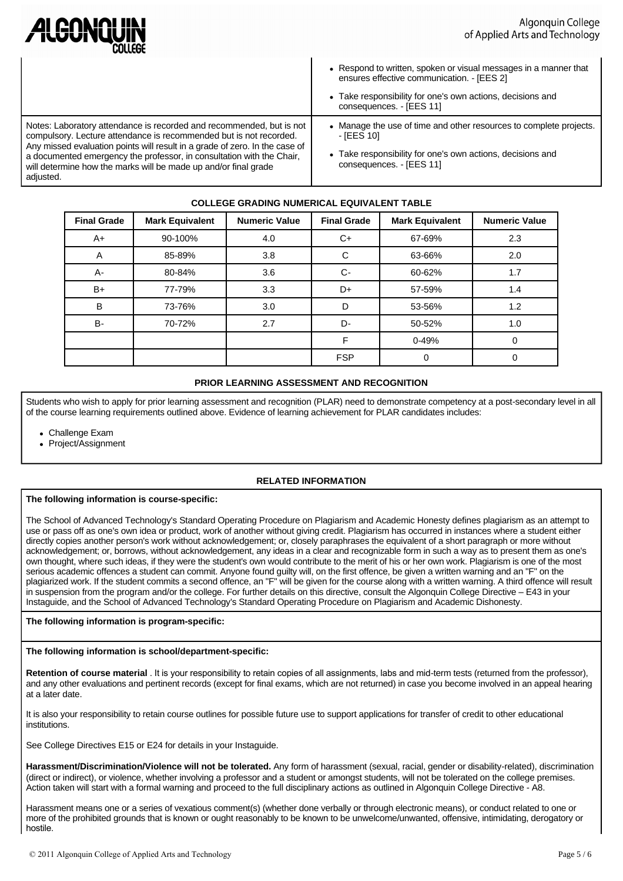| | |
|---|---|
| | • Respond to written, spoken or visual messages in a manner that ensures effective communication. - [EES 2]<br>• Take responsibility for one's own actions, decisions and consequences. - [EES 11] |
| Notes: Laboratory attendance is recorded and recommended, but is not compulsory. Lecture attendance is recommended but is not recorded. Any missed evaluation points will result in a grade of zero. In the case of a documented emergency the professor, in consultation with the Chair, will determine how the marks will be made up and/or final grade adjusted. | • Manage the use of time and other resources to complete projects. - [EES 10]<br>• Take responsibility for one's own actions, decisions and consequences. - [EES 11] |

## COLLEGE GRADING NUMERICAL EQUIVALENT TABLE

| Final Grade | Mark Equivalent | Numeric Value | Final Grade | Mark Equivalent | Numeric Value |
|---|---|---|---|---|---|
| A+ | 90-100% | 4.0 | C+ | 67-69% | 2.3 |
| A | 85-89% | 3.8 | C | 63-66% | 2.0 |
| A- | 80-84% | 3.6 | C- | 60-62% | 1.7 |
| B+ | 77-79% | 3.3 | D+ | 57-59% | 1.4 |
| B | 73-76% | 3.0 | D | 53-56% | 1.2 |
| B- | 70-72% | 2.7 | D- | 50-52% | 1.0 |
| | | | F | 0-49% | 0 |
| | | | FSP | 0 | 0 |

## PRIOR LEARNING ASSESSMENT AND RECOGNITION

Students who wish to apply for prior learning assessment and recognition (PLAR) need to demonstrate competency at a post-secondary level in all of the course learning requirements outlined above. Evidence of learning achievement for PLAR candidates includes:

- Challenge Exam
- Project/Assignment

## RELATED INFORMATION

**The following information is course-specific:**

The School of Advanced Technology's Standard Operating Procedure on Plagiarism and Academic Honesty defines plagiarism as an attempt to use or pass off as one's own idea or product, work of another without giving credit. Plagiarism has occurred in instances where a student either directly copies another person's work without acknowledgement; or, closely paraphrases the equivalent of a short paragraph or more without acknowledgement; or, borrows, without acknowledgement, any ideas in a clear and recognizable form in such a way as to present them as one's own thought, where such ideas, if they were the student's own would contribute to the merit of his or her own work. Plagiarism is one of the most serious academic offences a student can commit. Anyone found guilty will, on the first offence, be given a written warning and an "F" on the plagiarized work. If the student commits a second offence, an "F" will be given for the course along with a written warning. A third offence will result in suspension from the program and/or the college. For further details on this directive, consult the Algonquin College Directive – E43 in your Instaguide, and the School of Advanced Technology's Standard Operating Procedure on Plagiarism and Academic Dishonesty.

**The following information is program-specific:**

**The following information is school/department-specific:**

**Retention of course material** . It is your responsibility to retain copies of all assignments, labs and mid-term tests (returned from the professor), and any other evaluations and pertinent records (except for final exams, which are not returned) in case you become involved in an appeal hearing at a later date.

It is also your responsibility to retain course outlines for possible future use to support applications for transfer of credit to other educational institutions.

See College Directives E15 or E24 for details in your Instaguide.

**Harassment/Discrimination/Violence will not be tolerated.** Any form of harassment (sexual, racial, gender or disability-related), discrimination (direct or indirect), or violence, whether involving a professor and a student or amongst students, will not be tolerated on the college premises. Action taken will start with a formal warning and proceed to the full disciplinary actions as outlined in Algonquin College Directive - A8.

Harassment means one or a series of vexatious comment(s) (whether done verbally or through electronic means), or conduct related to one or more of the prohibited grounds that is known or ought reasonably to be known to be unwelcome/unwanted, offensive, intimidating, derogatory or hostile.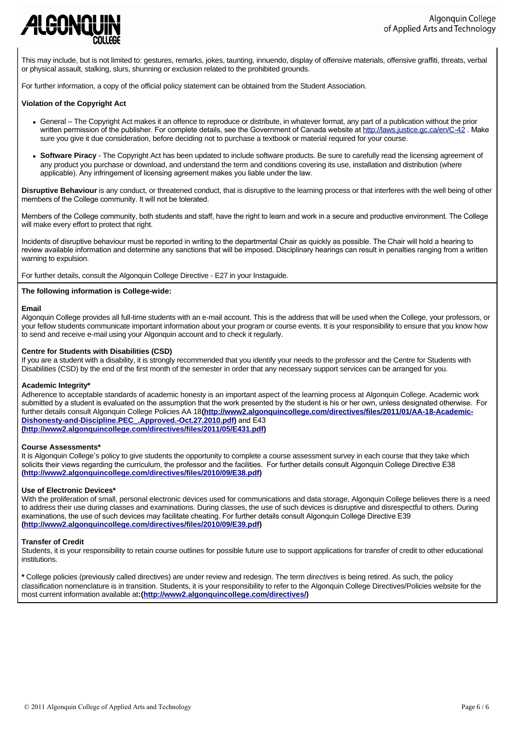This may include, but is not limited to: gestures, remarks, jokes, taunting, innuendo, display of offensive materials, offensive graffiti, threats, verbal or physical assault, stalking, slurs, shunning or exclusion related to the prohibited grounds.

For further information, a copy of the official policy statement can be obtained from the Student Association.

**Violation of the Copyright Act**

- General – The Copyright Act makes it an offence to reproduce or distribute, in whatever format, any part of a publication without the prior written permission of the publisher. For complete details, see the Government of Canada website at http://laws.justice.gc.ca/en/C-42 . Make sure you give it due consideration, before deciding not to purchase a textbook or material required for your course.
- **Software Piracy** - The Copyright Act has been updated to include software products. Be sure to carefully read the licensing agreement of any product you purchase or download, and understand the term and conditions covering its use, installation and distribution (where applicable). Any infringement of licensing agreement makes you liable under the law.

**Disruptive Behaviour** is any conduct, or threatened conduct, that is disruptive to the learning process or that interferes with the well being of other members of the College community. It will not be tolerated.

Members of the College community, both students and staff, have the right to learn and work in a secure and productive environment. The College will make every effort to protect that right.

Incidents of disruptive behaviour must be reported in writing to the departmental Chair as quickly as possible. The Chair will hold a hearing to review available information and determine any sanctions that will be imposed. Disciplinary hearings can result in penalties ranging from a written warning to expulsion.

For further details, consult the Algonquin College Directive - E27 in your Instaguide.

**The following information is College-wide:**

**Email**
Algonquin College provides all full-time students with an e-mail account. This is the address that will be used when the College, your professors, or your fellow students communicate important information about your program or course events. It is your responsibility to ensure that you know how to send and receive e-mail using your Algonquin account and to check it regularly.

**Centre for Students with Disabilities (CSD)**
If you are a student with a disability, it is strongly recommended that you identify your needs to the professor and the Centre for Students with Disabilities (CSD) by the end of the first month of the semester in order that any necessary support services can be arranged for you.

**Academic Integrity***
Adherence to acceptable standards of academic honesty is an important aspect of the learning process at Algonquin College. Academic work submitted by a student is evaluated on the assumption that the work presented by the student is his or her own, unless designated otherwise. For further details consult Algonquin College Policies AA 18**(http://www2.algonquincollege.com/directives/files/2011/01/AA-18-Academic-Dishonesty-and-Discipline.PEC_.Approved.-Oct.27.2010.pdf)** and E43 **(http://www2.algonquincollege.com/directives/files/2011/05/E431.pdf)**

**Course Assessments***
It is Algonquin College's policy to give students the opportunity to complete a course assessment survey in each course that they take which solicits their views regarding the curriculum, the professor and the facilities. For further details consult Algonquin College Directive E38 **(http://www2.algonquincollege.com/directives/files/2010/09/E38.pdf)**

**Use of Electronic Devices***
With the proliferation of small, personal electronic devices used for communications and data storage, Algonquin College believes there is a need to address their use during classes and examinations. During classes, the use of such devices is disruptive and disrespectful to others. During examinations, the use of such devices may facilitate cheating. For further details consult Algonquin College Directive E39 **(http://www2.algonquincollege.com/directives/files/2010/09/E39.pdf)**

**Transfer of Credit**
Students, it is your responsibility to retain course outlines for possible future use to support applications for transfer of credit to other educational institutions.

**\*** College policies (previously called directives) are under review and redesign. The term *directives* is being retired. As such, the policy classification nomenclature is in transition. Students, it is your responsibility to refer to the Algonquin College Directives/Policies website for the most current information available at**:(http://www2.algonquincollege.com/directives/)**

© 2011 Algonquin College of Applied Arts and Technology